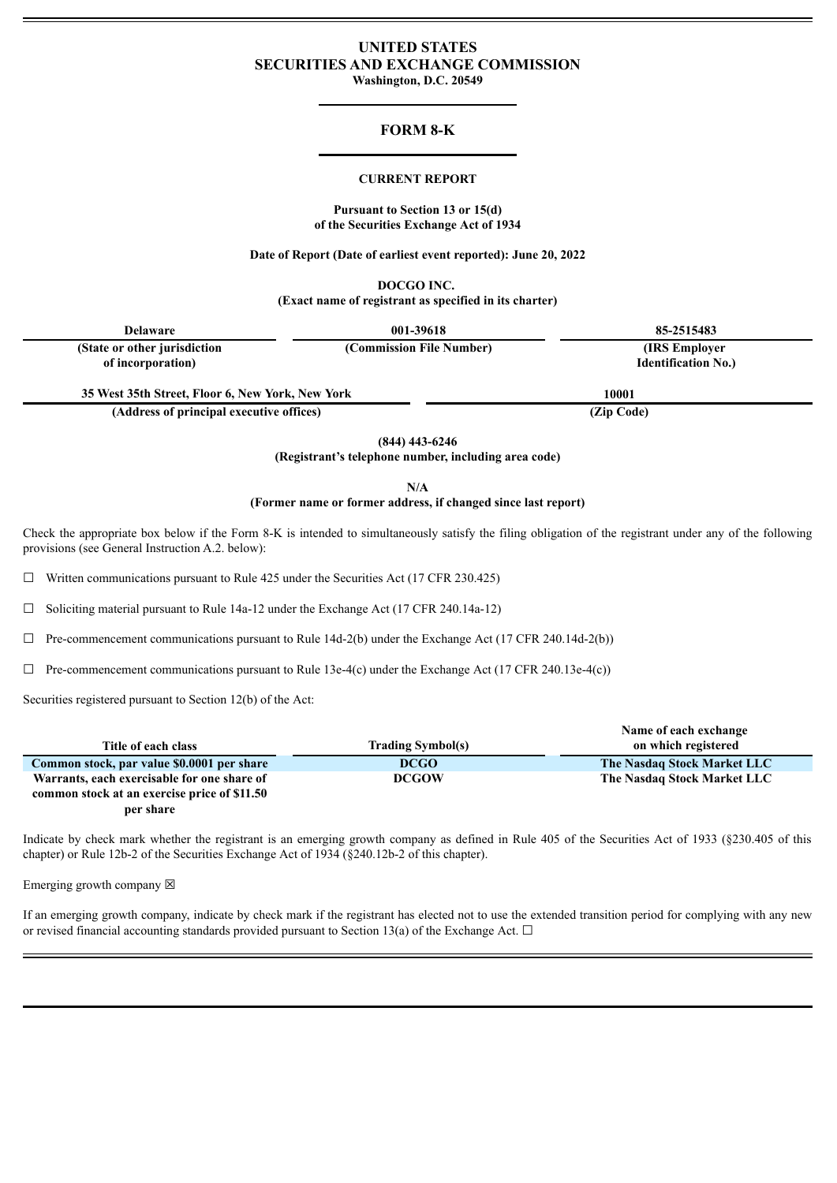# UNITED STATES
# SECURITIES AND EXCHANGE COMMISSION
**Washington, D.C. 20549**

## FORM 8-K

**CURRENT REPORT**

**Pursuant to Section 13 or 15(d)**
**of the Securities Exchange Act of 1934**

**Date of Report (Date of earliest event reported): June 20, 2022**

**DOCGO INC.**
**(Exact name of registrant as specified in its charter)**

| Delaware | 001-39618 | 85-2515483 |
|---|---|---|
| (State or other jurisdiction of incorporation) | (Commission File Number) | (IRS Employer Identification No.) |

| 35 West 35th Street, Floor 6, New York, New York | 10001 |
|---|---|
| (Address of principal executive offices) | (Zip Code) |

**(844) 443-6246**
**(Registrant's telephone number, including area code)**

**N/A**
**(Former name or former address, if changed since last report)**

Check the appropriate box below if the Form 8-K is intended to simultaneously satisfy the filing obligation of the registrant under any of the following provisions (see General Instruction A.2. below):

☐ Written communications pursuant to Rule 425 under the Securities Act (17 CFR 230.425)

☐ Soliciting material pursuant to Rule 14a-12 under the Exchange Act (17 CFR 240.14a-12)

☐ Pre-commencement communications pursuant to Rule 14d-2(b) under the Exchange Act (17 CFR 240.14d-2(b))

☐ Pre-commencement communications pursuant to Rule 13e-4(c) under the Exchange Act (17 CFR 240.13e-4(c))

Securities registered pursuant to Section 12(b) of the Act:

| Title of each class | Trading Symbol(s) | Name of each exchange on which registered |
|---|---|---|
| Common stock, par value $0.0001 per share | DCGO | The Nasdaq Stock Market LLC |
| Warrants, each exercisable for one share of common stock at an exercise price of $11.50 per share | DCGOW | The Nasdaq Stock Market LLC |

Indicate by check mark whether the registrant is an emerging growth company as defined in Rule 405 of the Securities Act of 1933 (§230.405 of this chapter) or Rule 12b-2 of the Securities Exchange Act of 1934 (§240.12b-2 of this chapter).

Emerging growth company ☒

If an emerging growth company, indicate by check mark if the registrant has elected not to use the extended transition period for complying with any new or revised financial accounting standards provided pursuant to Section 13(a) of the Exchange Act. ☐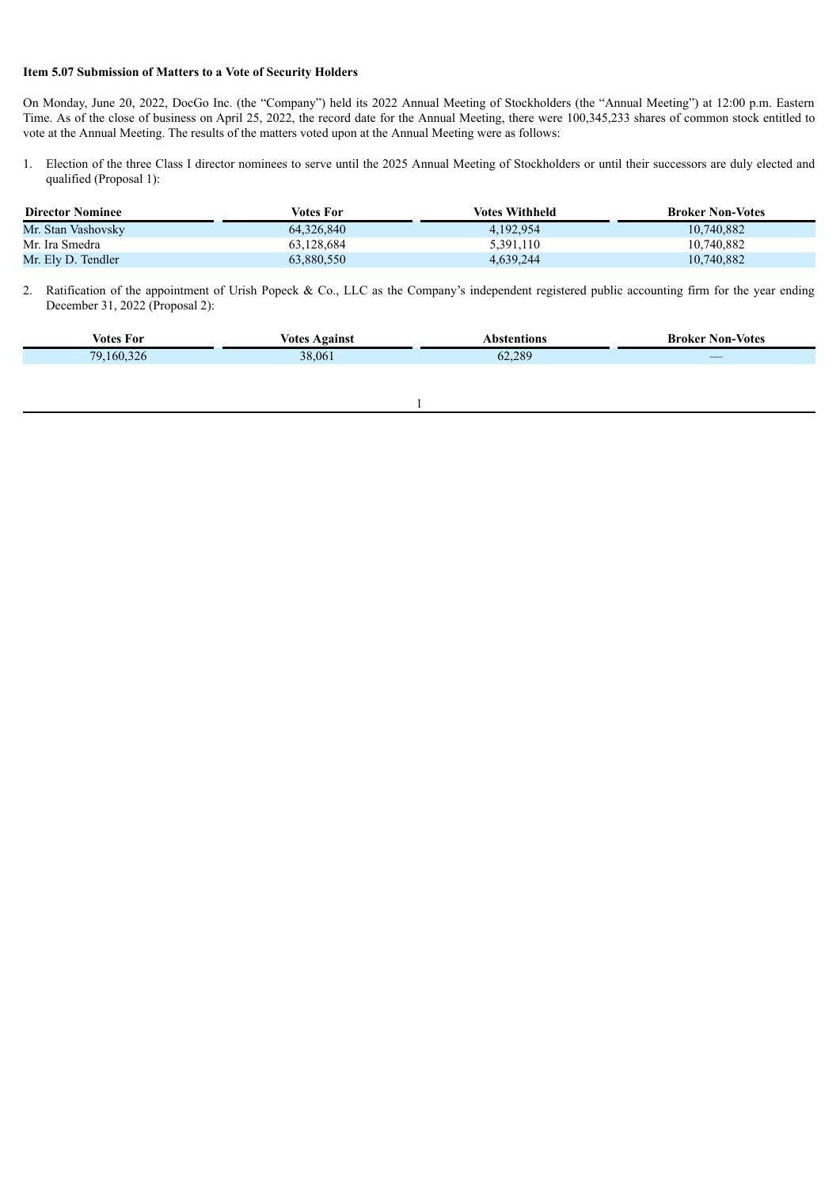**Item 5.07 Submission of Matters to a Vote of Security Holders**

On Monday, June 20, 2022, DocGo Inc. (the "Company") held its 2022 Annual Meeting of Stockholders (the "Annual Meeting") at 12:00 p.m. Eastern Time. As of the close of business on April 25, 2022, the record date for the Annual Meeting, there were 100,345,233 shares of common stock entitled to vote at the Annual Meeting. The results of the matters voted upon at the Annual Meeting were as follows:

1. Election of the three Class I director nominees to serve until the 2025 Annual Meeting of Stockholders or until their successors are duly elected and qualified (Proposal 1):

| Director Nominee | Votes For | Votes Withheld | Broker Non-Votes |
| --- | --- | --- | --- |
| Mr. Stan Vashovsky | 64,326,840 | 4,192,954 | 10,740,882 |
| Mr. Ira Smedra | 63,128,684 | 5,391,110 | 10,740,882 |
| Mr. Ely D. Tendler | 63,880,550 | 4,639,244 | 10,740,882 |

2. Ratification of the appointment of Urish Popeck & Co., LLC as the Company's independent registered public accounting firm for the year ending December 31, 2022 (Proposal 2):

| Votes For | Votes Against | Abstentions | Broker Non-Votes |
| --- | --- | --- | --- |
| 79,160,326 | 38,061 | 62,289 | — |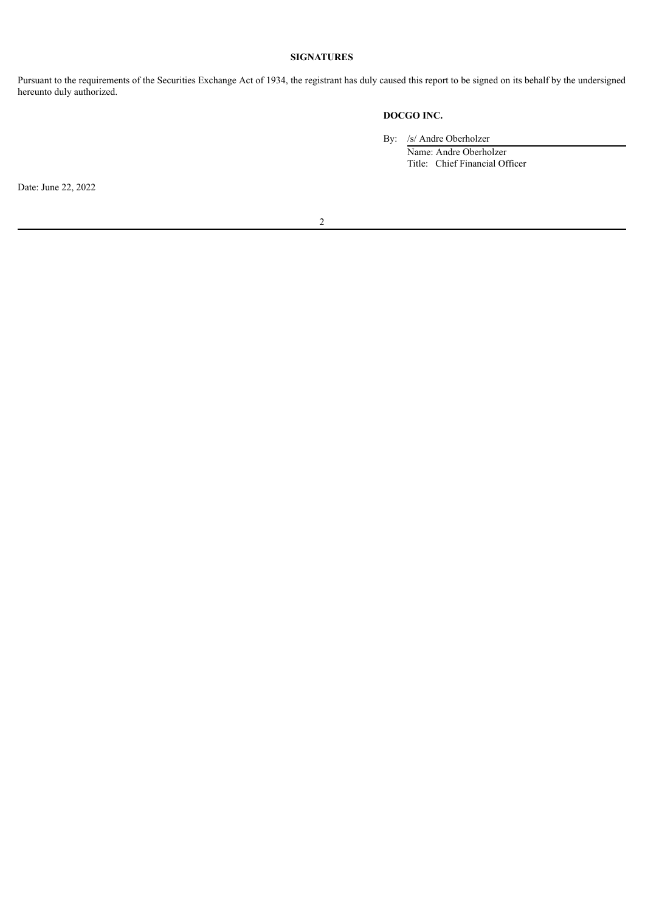**SIGNATURES**

Pursuant to the requirements of the Securities Exchange Act of 1934, the registrant has duly caused this report to be signed on its behalf by the undersigned hereunto duly authorized.

**DOCGO INC.**

By: /s/ Andre Oberholzer

Name: Andre Oberholzer

Title: Chief Financial Officer

Date: June 22, 2022